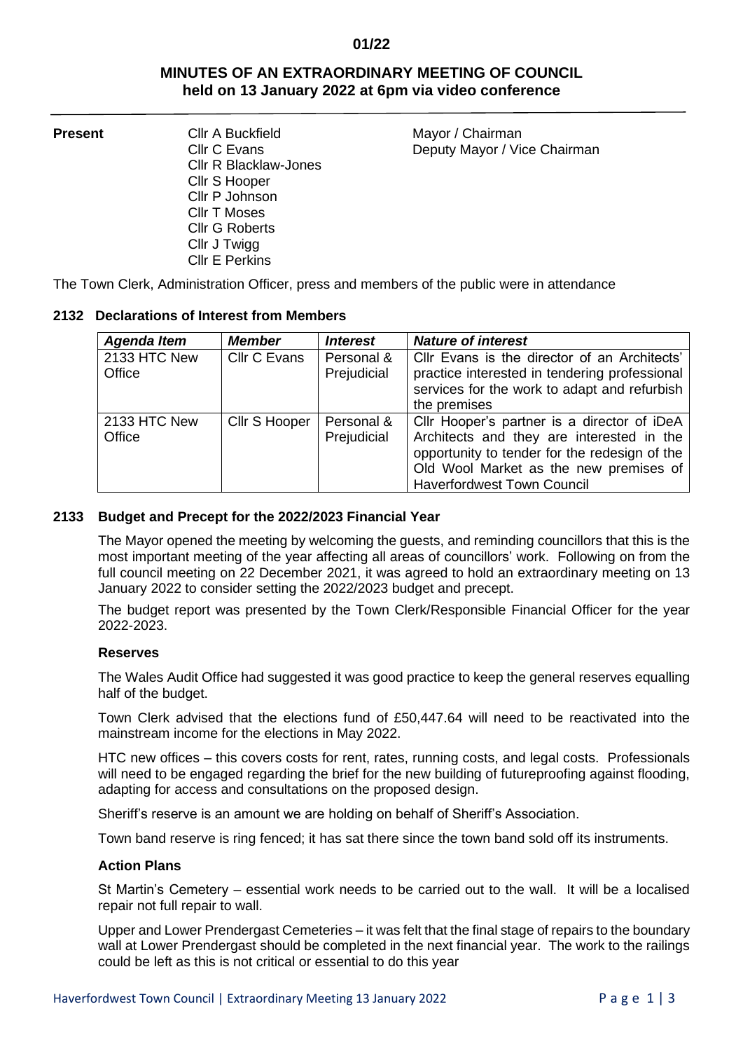01/22

# MINUTES OF AN EXTRAORDINARY MEETING OF COUNCIL
## held on 13 January 2022 at 6pm via video conference

| **Present** | | |
|---|---|---|
| | Cllr A Buckfield | Mayor / Chairman |
| | Cllr C Evans | Deputy Mayor / Vice Chairman |
| | Cllr R Blacklaw-Jones | |
| | Cllr S Hooper | |
| | Cllr P Johnson | |
| | Cllr T Moses | |
| | Cllr G Roberts | |
| | Cllr J Twigg | |
| | Cllr E Perkins | |

The Town Clerk, Administration Officer, press and members of the public were in attendance

### 2132 Declarations of Interest from Members

| *Agenda Item* | *Member* | *Interest* | *Nature of interest* |
|---|---|---|---|
| 2133 HTC New Office | Cllr C Evans | Personal & Prejudicial | Cllr Evans is the director of an Architects' practice interested in tendering professional services for the work to adapt and refurbish the premises |
| 2133 HTC New Office | Cllr S Hooper | Personal & Prejudicial | Cllr Hooper's partner is a director of iDeA Architects and they are interested in the opportunity to tender for the redesign of the Old Wool Market as the new premises of Haverfordwest Town Council |

### 2133 Budget and Precept for the 2022/2023 Financial Year

The Mayor opened the meeting by welcoming the guests, and reminding councillors that this is the most important meeting of the year affecting all areas of councillors' work. Following on from the full council meeting on 22 December 2021, it was agreed to hold an extraordinary meeting on 13 January 2022 to consider setting the 2022/2023 budget and precept.

The budget report was presented by the Town Clerk/Responsible Financial Officer for the year 2022-2023.

**Reserves**

The Wales Audit Office had suggested it was good practice to keep the general reserves equalling half of the budget.

Town Clerk advised that the elections fund of £50,447.64 will need to be reactivated into the mainstream income for the elections in May 2022.

HTC new offices – this covers costs for rent, rates, running costs, and legal costs. Professionals will need to be engaged regarding the brief for the new building of futureproofing against flooding, adapting for access and consultations on the proposed design.

Sheriff's reserve is an amount we are holding on behalf of Sheriff's Association.

Town band reserve is ring fenced; it has sat there since the town band sold off its instruments.

**Action Plans**

St Martin's Cemetery – essential work needs to be carried out to the wall. It will be a localised repair not full repair to wall.

Upper and Lower Prendergast Cemeteries – it was felt that the final stage of repairs to the boundary wall at Lower Prendergast should be completed in the next financial year. The work to the railings could be left as this is not critical or essential to do this year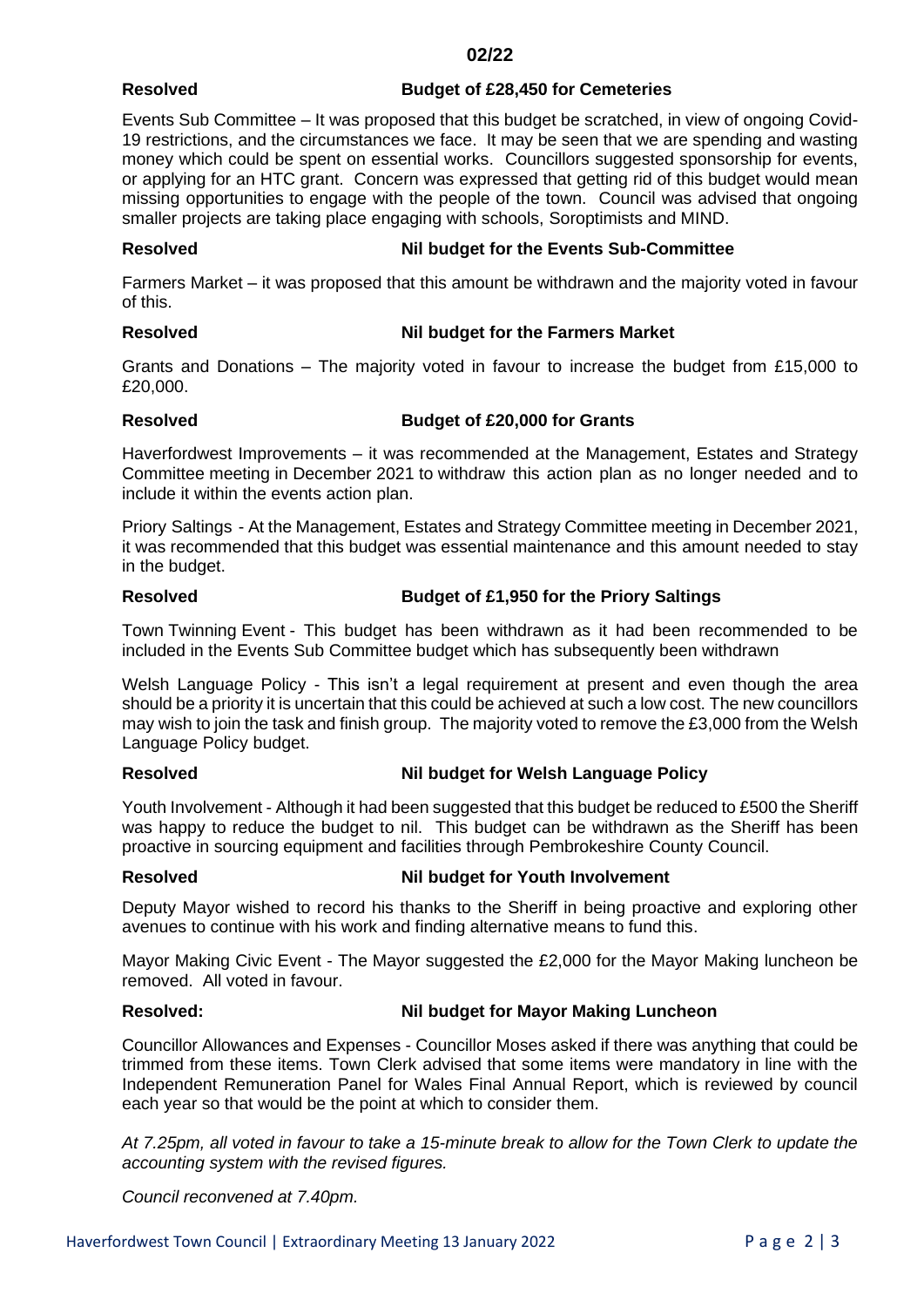**02/22**

**Resolved** **Budget of £28,450 for Cemeteries**

Events Sub Committee – It was proposed that this budget be scratched, in view of ongoing Covid-19 restrictions, and the circumstances we face. It may be seen that we are spending and wasting money which could be spent on essential works. Councillors suggested sponsorship for events, or applying for an HTC grant. Concern was expressed that getting rid of this budget would mean missing opportunities to engage with the people of the town. Council was advised that ongoing smaller projects are taking place engaging with schools, Soroptimists and MIND.

**Resolved** **Nil budget for the Events Sub-Committee**

Farmers Market – it was proposed that this amount be withdrawn and the majority voted in favour of this.

**Resolved** **Nil budget for the Farmers Market**

Grants and Donations – The majority voted in favour to increase the budget from £15,000 to £20,000.

**Resolved** **Budget of £20,000 for Grants**

Haverfordwest Improvements – it was recommended at the Management, Estates and Strategy Committee meeting in December 2021 to withdraw this action plan as no longer needed and to include it within the events action plan.

Priory Saltings - At the Management, Estates and Strategy Committee meeting in December 2021, it was recommended that this budget was essential maintenance and this amount needed to stay in the budget.

**Resolved** **Budget of £1,950 for the Priory Saltings**

Town Twinning Event - This budget has been withdrawn as it had been recommended to be included in the Events Sub Committee budget which has subsequently been withdrawn

Welsh Language Policy - This isn't a legal requirement at present and even though the area should be a priority it is uncertain that this could be achieved at such a low cost. The new councillors may wish to join the task and finish group. The majority voted to remove the £3,000 from the Welsh Language Policy budget.

**Resolved** **Nil budget for Welsh Language Policy**

Youth Involvement - Although it had been suggested that this budget be reduced to £500 the Sheriff was happy to reduce the budget to nil. This budget can be withdrawn as the Sheriff has been proactive in sourcing equipment and facilities through Pembrokeshire County Council.

**Resolved** **Nil budget for Youth Involvement**

Deputy Mayor wished to record his thanks to the Sheriff in being proactive and exploring other avenues to continue with his work and finding alternative means to fund this.

Mayor Making Civic Event - The Mayor suggested the £2,000 for the Mayor Making luncheon be removed. All voted in favour.

**Resolved:** **Nil budget for Mayor Making Luncheon**

Councillor Allowances and Expenses - Councillor Moses asked if there was anything that could be trimmed from these items. Town Clerk advised that some items were mandatory in line with the Independent Remuneration Panel for Wales Final Annual Report, which is reviewed by council each year so that would be the point at which to consider them.

*At 7.25pm, all voted in favour to take a 15-minute break to allow for the Town Clerk to update the accounting system with the revised figures.*

*Council reconvened at 7.40pm.*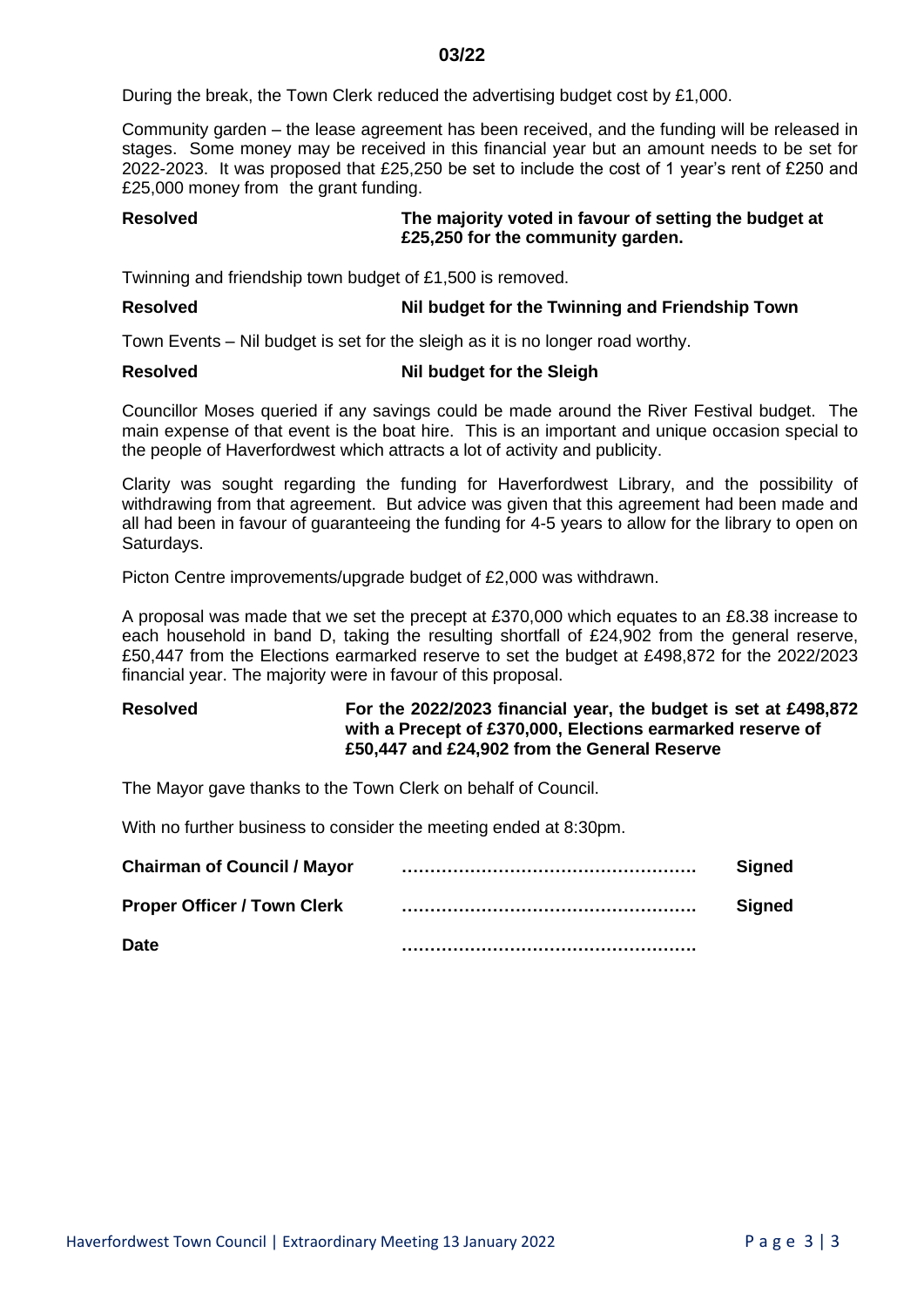**03/22**

During the break, the Town Clerk reduced the advertising budget cost by £1,000.

Community garden – the lease agreement has been received, and the funding will be released in stages. Some money may be received in this financial year but an amount needs to be set for 2022-2023. It was proposed that £25,250 be set to include the cost of 1 year's rent of £250 and £25,000 money from the grant funding.

**Resolved** **The majority voted in favour of setting the budget at £25,250 for the community garden.**

Twinning and friendship town budget of £1,500 is removed.

**Resolved** **Nil budget for the Twinning and Friendship Town**

Town Events – Nil budget is set for the sleigh as it is no longer road worthy.

**Resolved** **Nil budget for the Sleigh**

Councillor Moses queried if any savings could be made around the River Festival budget. The main expense of that event is the boat hire. This is an important and unique occasion special to the people of Haverfordwest which attracts a lot of activity and publicity.

Clarity was sought regarding the funding for Haverfordwest Library, and the possibility of withdrawing from that agreement. But advice was given that this agreement had been made and all had been in favour of guaranteeing the funding for 4-5 years to allow for the library to open on Saturdays.

Picton Centre improvements/upgrade budget of £2,000 was withdrawn.

A proposal was made that we set the precept at £370,000 which equates to an £8.38 increase to each household in band D, taking the resulting shortfall of £24,902 from the general reserve, £50,447 from the Elections earmarked reserve to set the budget at £498,872 for the 2022/2023 financial year. The majority were in favour of this proposal.

**Resolved** **For the 2022/2023 financial year, the budget is set at £498,872 with a Precept of £370,000, Elections earmarked reserve of £50,447 and £24,902 from the General Reserve**

The Mayor gave thanks to the Town Clerk on behalf of Council.

With no further business to consider the meeting ended at 8:30pm.

**Chairman of Council / Mayor** ……………………………………………. **Signed**

**Proper Officer / Town Clerk** ……………………………………………. **Signed**

**Date** …………………………………………….